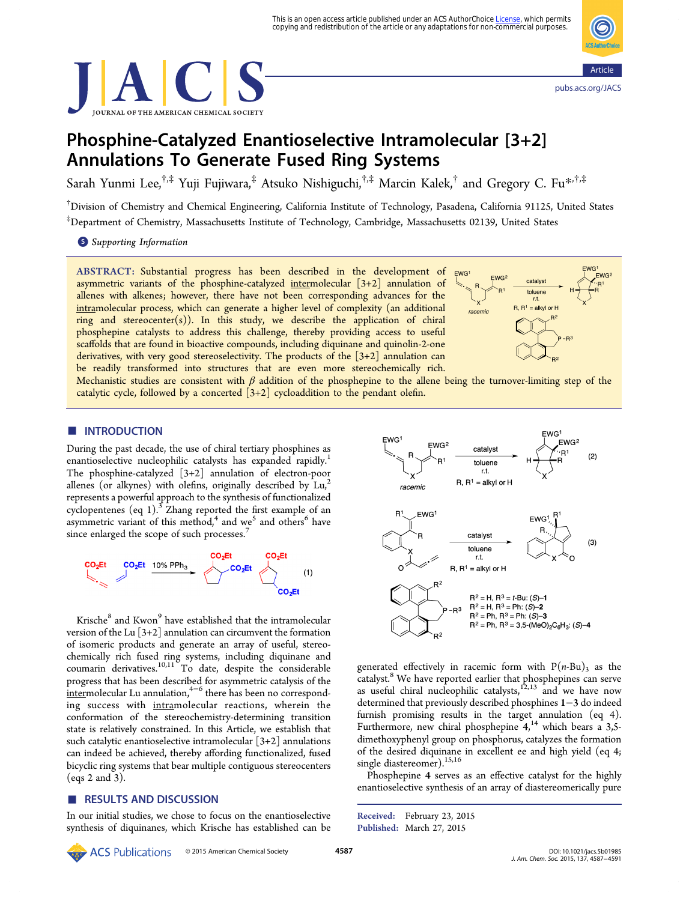# Phosphine-Catalyzed Enantioselective Intramolecular [3+2] Annulations To Generate Fused Ring Systems

Sarah Yunmi Lee,[†,‡] Yuji Fujiwara,[‡] Atsuko Nishiguchi,[†,‡] Marcin Kalek,[†] and Gregory C. Fu*[,†,‡]

[†]Division of Chemistry and Chemical Engineering, California Institute of Technology, Pasadena, California 91125, United States

[‡]Department of Chemistry, Massachusetts Institute of Technology, Cambridge, Massachusetts 02139, United States

**S** Supporting Information

**ABSTRACT:** Substantial progress has been described in the development of asymmetric variants of the phosphine-catalyzed intermolecular [3+2] annulation of allenes with alkenes; however, there have not been corresponding advances for the intramolecular process, which can generate a higher level of complexity (an additional ring and stereocenter(s)). In this study, we describe the application of chiral phosphepine catalysts to address this challenge, thereby providing access to useful scaffolds that are found in bioactive compounds, including diquinane and quinolin-2-one derivatives, with very good stereoselectivity. The products of the [3+2] annulation can be readily transformed into structures that are even more stereochemically rich. Mechanistic studies are consistent with $\beta$ addition of the phosphepine to the allene being the turnover-limiting step of the catalytic cycle, followed by a concerted [3+2] cycloaddition to the pendant olefin.

## INTRODUCTION

During the past decade, the use of chiral tertiary phosphines as enantioselective nucleophilic catalysts has expanded rapidly.[1] The phosphine-catalyzed [3+2] annulation of electron-poor allenes (or alkynes) with olefins, originally described by Lu,[2] represents a powerful approach to the synthesis of functionalized cyclopentenes (eq 1).[3] Zhang reported the first example of an asymmetric variant of this method,[4] and we[5] and others[6] have since enlarged the scope of such processes.[7]

$$\text{allene-}CO_2Et + \text{acrylate-}CO_2Et \xrightarrow{10\%\ PPh_3} \text{cyclopentene products} \quad (1)$$

Krische[8] and Kwon[9] have established that the intramolecular version of the Lu [3+2] annulation can circumvent the formation of isomeric products and generate an array of useful, stereochemically rich fused ring systems, including diquinane and coumarin derivatives.[10,11] To date, despite the considerable progress that has been described for asymmetric catalysis of the intermolecular Lu annulation,[4–6] there has been no corresponding success with intramolecular reactions, wherein the conformation of the stereochemistry-determining transition state is relatively constrained. In this Article, we establish that such catalytic enantioselective intramolecular [3+2] annulations can indeed be achieved, thereby affording functionalized, fused bicyclic ring systems that bear multiple contiguous stereocenters (eqs 2 and 3).

(2): racemic allene substrate, catalyst, toluene, r.t., R, $R^1$ = alkyl or H

(3): catalyst, toluene, r.t., R, $R^1$ = alkyl or H

$R^2$ = H, $R^3$ = *t*-Bu: (*S*)-**1**
$R^2$ = H, $R^3$ = Ph: (*S*)-**2**
$R^2$ = Ph, $R^3$ = Ph: (*S*)-**3**
$R^2$ = Ph, $R^3$ = 3,5-(MeO)$_2C_6H_3$: (*S*)-**4**

## RESULTS AND DISCUSSION

In our initial studies, we chose to focus on the enantioselective synthesis of diquinanes, which Krische has established can be generated effectively in racemic form with P(*n*-Bu)$_3$ as the catalyst.[8] We have reported earlier that phosphepines can serve as useful chiral nucleophilic catalysts,[12,13] and we have now determined that previously described phosphines **1**–**3** do indeed furnish promising results in the target annulation (eq 4). Furthermore, new chiral phosphepine **4**,[14] which bears a 3,5-dimethoxyphenyl group on phosphorus, catalyzes the formation of the desired diquinane in excellent ee and high yield (eq 4; single diastereomer).[15,16]

Phosphepine **4** serves as an effective catalyst for the highly enantioselective synthesis of an array of diastereomerically pure

Received: February 23, 2015
Published: March 27, 2015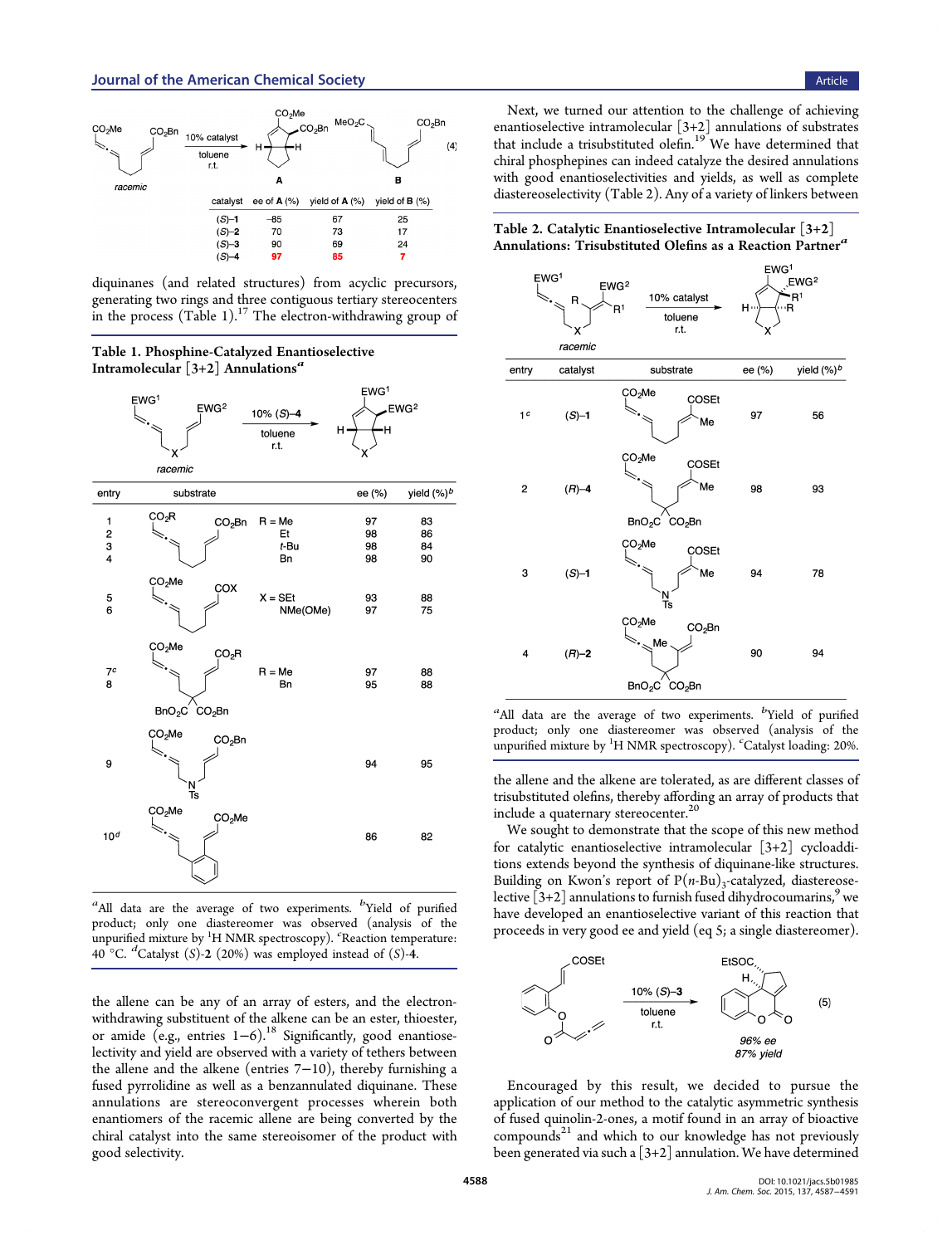| catalyst | ee of A (%) | yield of A (%) | yield of B (%) |
|---|---|---|---|
| (S)-1 | −85 | 67 | 25 |
| (S)-2 | 70 | 73 | 17 |
| (S)-3 | 90 | 69 | 24 |
| (S)-4 | 97 | 85 | 7 |

(4)

diquinanes (and related structures) from acyclic precursors, generating two rings and three contiguous tertiary stereocenters in the process (Table 1).[17] The electron-withdrawing group of the allene can be any of an array of esters, and the electron-withdrawing substituent of the alkene can be an ester, thioester, or amide (e.g., entries 1–6).[18] Significantly, good enantioselectivity and yield are observed with a variety of tethers between the allene and the alkene (entries 7–10), thereby furnishing a fused pyrrolidine as well as a benzannulated diquinane. These annulations are stereoconvergent processes wherein both enantiomers of the racemic allene are being converted by the chiral catalyst into the same stereoisomer of the product with good selectivity.

**Table 1. Phosphine-Catalyzed Enantioselective Intramolecular [3+2] Annulations**[a]

(racemic substrate, 10% (S)-4, toluene, r.t.)

| entry | substrate | | ee (%) | yield (%)[b] |
|---|---|---|---|---|
| 1 | $CO_2R$ / $CO_2Bn$ | R = Me | 97 | 83 |
| 2 | | Et | 98 | 86 |
| 3 | | t-Bu | 98 | 84 |
| 4 | | Bn | 98 | 90 |
| 5 | $CO_2Me$ / COX | X = SEt | 93 | 88 |
| 6 | | NMe(OMe) | 97 | 75 |
| 7[c] | $CO_2Me$ / $CO_2R$; $BnO_2C$ $CO_2Bn$ | R = Me | 97 | 88 |
| 8 | | Bn | 95 | 88 |
| 9 | $CO_2Me$ / $CO_2Bn$; NTs | | 94 | 95 |
| 10[d] | $CO_2Me$ / $CO_2Me$; benzo | | 86 | 82 |

[a]All data are the average of two experiments. [b]Yield of purified product; only one diastereomer was observed (analysis of the unpurified mixture by $^1H$ NMR spectroscopy). [c]Reaction temperature: 40 °C. [d]Catalyst (S)-2 (20%) was employed instead of (S)-4.

Next, we turned our attention to the challenge of achieving enantioselective intramolecular [3+2] annulations of substrates that include a trisubstituted olefin.[19] We have determined that chiral phosphepines can indeed catalyze the desired annulations with good enantioselectivities and yields, as well as complete diastereoselectivity (Table 2). Any of a variety of linkers between the allene and the alkene are tolerated, as are different classes of trisubstituted olefins, thereby affording an array of products that include a quaternary stereocenter.[20]

**Table 2. Catalytic Enantioselective Intramolecular [3+2] Annulations: Trisubstituted Olefins as a Reaction Partner**[a]

(racemic substrate, 10% catalyst, toluene, r.t.)

| entry | catalyst | substrate | ee (%) | yield (%)[b] |
|---|---|---|---|---|
| 1[c] | (S)-1 | $CO_2Me$ / COSEt, Me | 97 | 56 |
| 2 | (R)-4 | $CO_2Me$ / COSEt, Me; $BnO_2C$ $CO_2Bn$ | 98 | 93 |
| 3 | (S)-1 | $CO_2Me$ / COSEt, Me; NTs | 94 | 78 |
| 4 | (R)-2 | $CO_2Me$, Me / $CO_2Bn$; $BnO_2C$ $CO_2Bn$ | 90 | 94 |

[a]All data are the average of two experiments. [b]Yield of purified product; only one diastereomer was observed (analysis of the unpurified mixture by $^1H$ NMR spectroscopy). [c]Catalyst loading: 20%.

We sought to demonstrate that the scope of this new method for catalytic enantioselective intramolecular [3+2] cycloadditions extends beyond the synthesis of diquinane-like structures. Building on Kwon's report of $P(n\text{-Bu})_3$-catalyzed, diastereoselective [3+2] annulations to furnish fused dihydrocoumarins,[9] we have developed an enantioselective variant of this reaction that proceeds in very good ee and yield (eq 5; a single diastereomer).

10% (S)-3, toluene, r.t.: 96% ee, 87% yield (5)

Encouraged by this result, we decided to pursue the application of our method to the catalytic asymmetric synthesis of fused quinolin-2-ones, a motif found in an array of bioactive compounds[21] and which to our knowledge has not previously been generated via such a [3+2] annulation. We have determined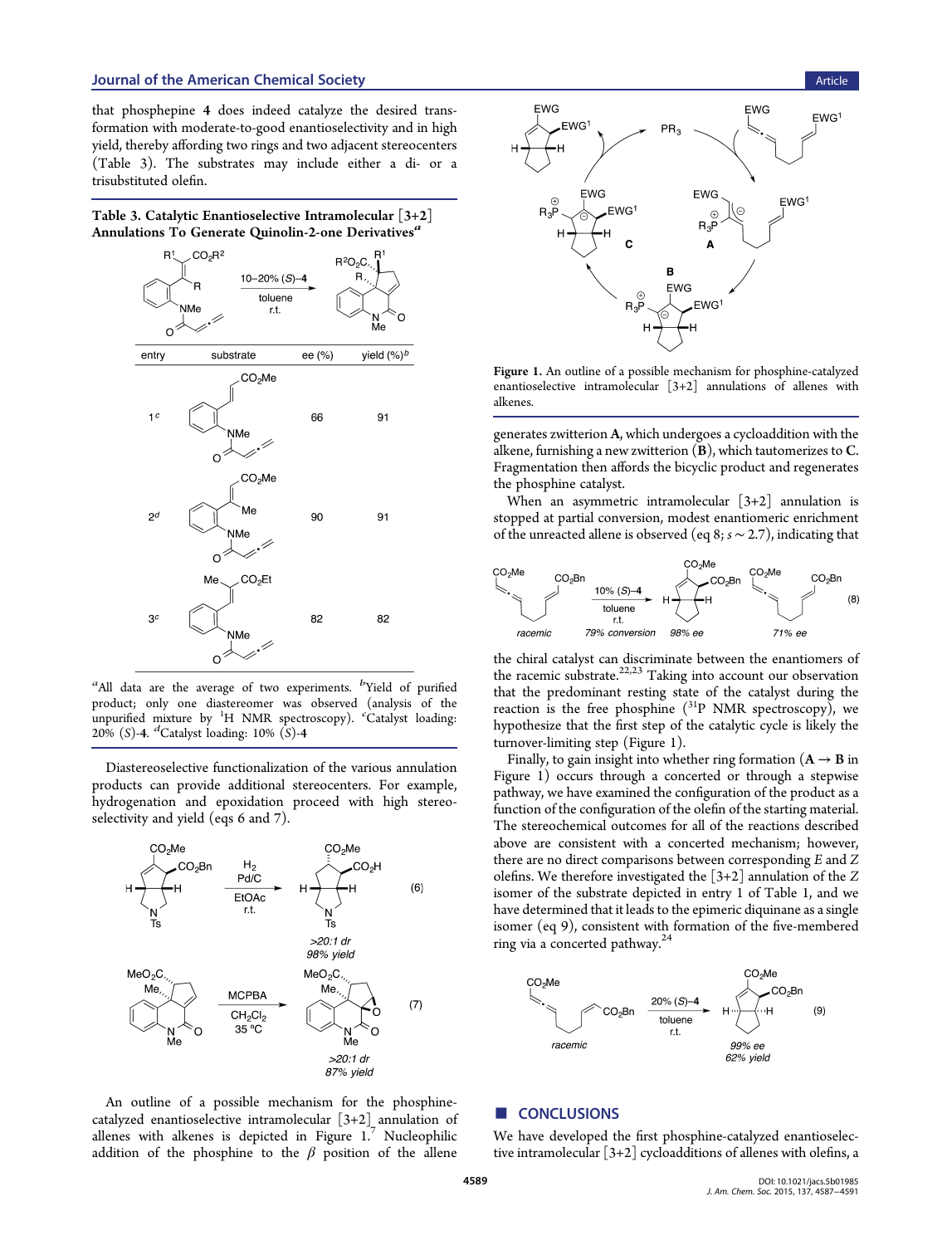that phosphepine 4 does indeed catalyze the desired transformation with moderate-to-good enantioselectivity and in high yield, thereby affording two rings and two adjacent stereocenters (Table 3). The substrates may include either a di- or a trisubstituted olefin.

**Table 3. Catalytic Enantioselective Intramolecular [3+2] Annulations To Generate Quinolin-2-one Derivatives**[a]

| entry | substrate | ee (%) | yield (%)[b] |
|---|---|---|---|
| 1[c] | | 66 | 91 |
| 2[d] | | 90 | 91 |
| 3[c] | | 82 | 82 |

[a]All data are the average of two experiments. [b]Yield of purified product; only one diastereomer was observed (analysis of the unpurified mixture by $^1$H NMR spectroscopy). [c]Catalyst loading: 20% (*S*)-4. [d]Catalyst loading: 10% (*S*)-4

Diastereoselective functionalization of the various annulation products can provide additional stereocenters. For example, hydrogenation and epoxidation proceed with high stereoselectivity and yield (eqs 6 and 7).

(6) $H_2$, Pd/C, EtOAc, r.t.; >20:1 dr, 98% yield

(7) MCPBA, $CH_2Cl_2$, 35 °C; >20:1 dr, 87% yield

An outline of a possible mechanism for the phosphine-catalyzed enantioselective intramolecular [3+2] annulation of allenes with alkenes is depicted in Figure 1.[7] Nucleophilic addition of the phosphine to the *β* position of the allene generates zwitterion **A**, which undergoes a cycloaddition with the alkene, furnishing a new zwitterion (**B**), which tautomerizes to **C**. Fragmentation then affords the bicyclic product and regenerates the phosphine catalyst.

Figure 1. An outline of a possible mechanism for phosphine-catalyzed enantioselective intramolecular [3+2] annulations of allenes with alkenes.

When an asymmetric intramolecular [3+2] annulation is stopped at partial conversion, modest enantiomeric enrichment of the unreacted allene is observed (eq 8; $s \sim 2.7$), indicating that the chiral catalyst can discriminate between the enantiomers of the racemic substrate.[22,23] Taking into account our observation that the predominant resting state of the catalyst during the reaction is the free phosphine ($^{31}$P NMR spectroscopy), we hypothesize that the first step of the catalytic cycle is likely the turnover-limiting step (Figure 1).

(8) racemic; 10% (*S*)-4, toluene, r.t.; 79% conversion; 98% ee; 71% ee

Finally, to gain insight into whether ring formation (**A** → **B** in Figure 1) occurs through a concerted or through a stepwise pathway, we have examined the configuration of the product as a function of the configuration of the olefin of the starting material. The stereochemical outcomes for all of the reactions described above are consistent with a concerted mechanism; however, there are no direct comparisons between corresponding *E* and *Z* olefins. We therefore investigated the [3+2] annulation of the *Z* isomer of the substrate depicted in entry 1 of Table 1, and we have determined that it leads to the epimeric diquinane as a single isomer (eq 9), consistent with formation of the five-membered ring via a concerted pathway.[24]

(9) racemic; 20% (*S*)-4, toluene, r.t.; 99% ee, 62% yield

## CONCLUSIONS

We have developed the first phosphine-catalyzed enantioselective intramolecular [3+2] cycloadditions of allenes with olefins, a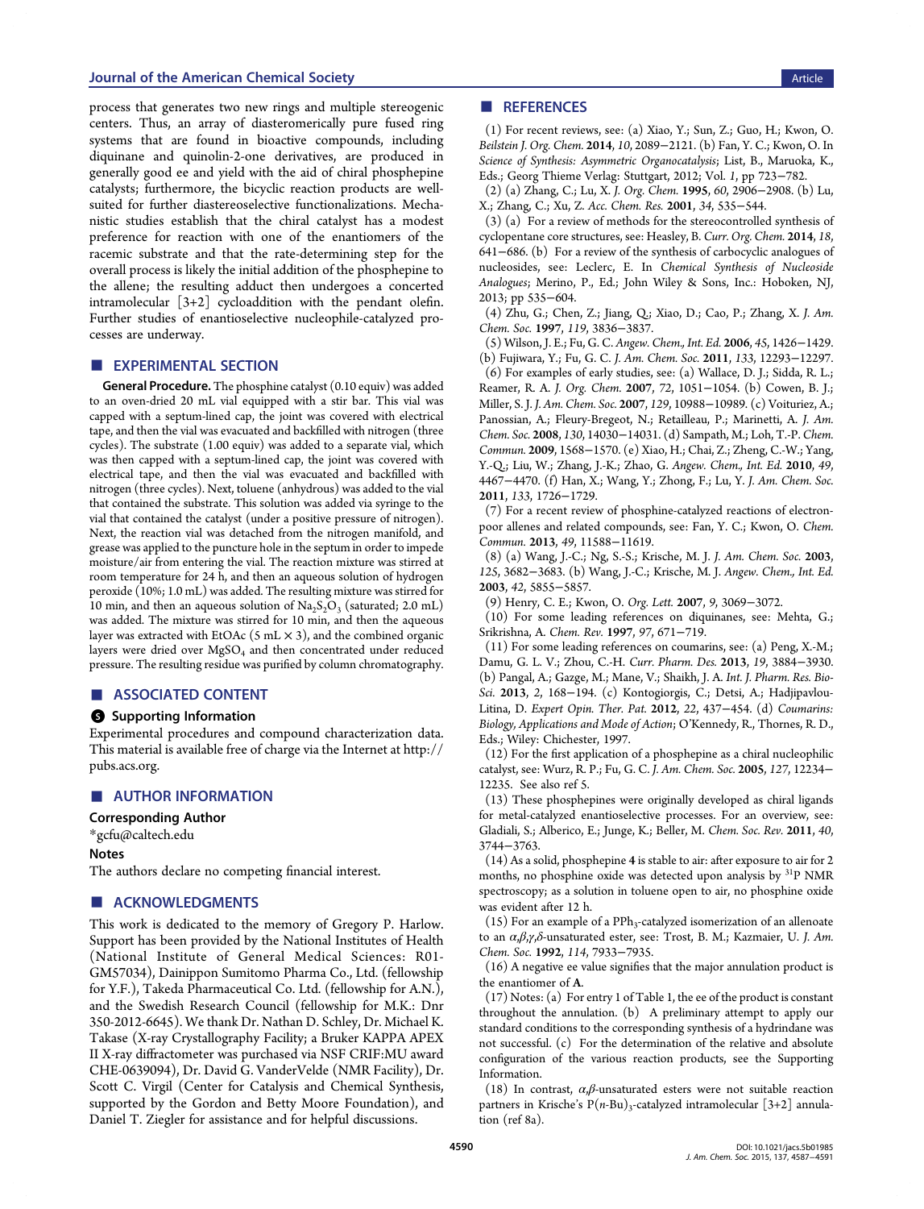process that generates two new rings and multiple stereogenic centers. Thus, an array of diasteromerically pure fused ring systems that are found in bioactive compounds, including diquinane and quinolin-2-one derivatives, are produced in generally good ee and yield with the aid of chiral phosphepine catalysts; furthermore, the bicyclic reaction products are well-suited for further diastereoselective functionalizations. Mechanistic studies establish that the chiral catalyst has a modest preference for reaction with one of the enantiomers of the racemic substrate and that the rate-determining step for the overall process is likely the initial addition of the phosphepine to the allene; the resulting adduct then undergoes a concerted intramolecular [3+2] cycloaddition with the pendant olefin. Further studies of enantioselective nucleophile-catalyzed processes are underway.

## ■ EXPERIMENTAL SECTION

**General Procedure.** The phosphine catalyst (0.10 equiv) was added to an oven-dried 20 mL vial equipped with a stir bar. This vial was capped with a septum-lined cap, the joint was covered with electrical tape, and then the vial was evacuated and backfilled with nitrogen (three cycles). The substrate (1.00 equiv) was added to a separate vial, which was then capped with a septum-lined cap, the joint was covered with electrical tape, and then the vial was evacuated and backfilled with nitrogen (three cycles). Next, toluene (anhydrous) was added to the vial that contained the substrate. This solution was added via syringe to the vial that contained the catalyst (under a positive pressure of nitrogen). Next, the reaction vial was detached from the nitrogen manifold, and grease was applied to the puncture hole in the septum in order to impede moisture/air from entering the vial. The reaction mixture was stirred at room temperature for 24 h, and then an aqueous solution of hydrogen peroxide (10%; 1.0 mL) was added. The resulting mixture was stirred for 10 min, and then an aqueous solution of $Na_2S_2O_3$ (saturated; 2.0 mL) was added. The mixture was stirred for 10 min, and then the aqueous layer was extracted with EtOAc (5 mL × 3), and the combined organic layers were dried over $MgSO_4$ and then concentrated under reduced pressure. The resulting residue was purified by column chromatography.

## ■ ASSOCIATED CONTENT

### Supporting Information

Experimental procedures and compound characterization data. This material is available free of charge via the Internet at http://pubs.acs.org.

## ■ AUTHOR INFORMATION

### Corresponding Author

*gcfu@caltech.edu

### Notes

The authors declare no competing financial interest.

## ■ ACKNOWLEDGMENTS

This work is dedicated to the memory of Gregory P. Harlow. Support has been provided by the National Institutes of Health (National Institute of General Medical Sciences: R01-GM57034), Dainippon Sumitomo Pharma Co., Ltd. (fellowship for Y.F.), Takeda Pharmaceutical Co. Ltd. (fellowship for A.N.), and the Swedish Research Council (fellowship for M.K.: Dnr 350-2012-6645). We thank Dr. Nathan D. Schley, Dr. Michael K. Takase (X-ray Crystallography Facility; a Bruker KAPPA APEX II X-ray diffractometer was purchased via NSF CRIF:MU award CHE-0639094), Dr. David G. VanderVelde (NMR Facility), Dr. Scott C. Virgil (Center for Catalysis and Chemical Synthesis, supported by the Gordon and Betty Moore Foundation), and Daniel T. Ziegler for assistance and for helpful discussions.

## ■ REFERENCES

(1) For recent reviews, see: (a) Xiao, Y.; Sun, Z.; Guo, H.; Kwon, O. *Beilstein J. Org. Chem.* **2014**, *10*, 2089−2121. (b) Fan, Y. C.; Kwon, O. In *Science of Synthesis: Asymmetric Organocatalysis*; List, B., Maruoka, K., Eds.; Georg Thieme Verlag: Stuttgart, 2012; Vol. *1*, pp 723−782.

(2) (a) Zhang, C.; Lu, X. *J. Org. Chem.* **1995**, *60*, 2906−2908. (b) Lu, X.; Zhang, C.; Xu, Z. *Acc. Chem. Res.* **2001**, *34*, 535−544.

(3) (a) For a review of methods for the stereocontrolled synthesis of cyclopentane core structures, see: Heasley, B. *Curr. Org. Chem.* **2014**, *18*, 641−686. (b) For a review of the synthesis of carbocyclic analogues of nucleosides, see: Leclerc, E. In *Chemical Synthesis of Nucleoside Analogues*; Merino, P., Ed.; John Wiley & Sons, Inc.: Hoboken, NJ, 2013; pp 535−604.

(4) Zhu, G.; Chen, Z.; Jiang, Q.; Xiao, D.; Cao, P.; Zhang, X. *J. Am. Chem. Soc.* **1997**, *119*, 3836−3837.

(5) Wilson, J. E.; Fu, G. C. *Angew. Chem., Int. Ed.* **2006**, *45*, 1426−1429. (b) Fujiwara, Y.; Fu, G. C. *J. Am. Chem. Soc.* **2011**, *133*, 12293−12297.

(6) For examples of early studies, see: (a) Wallace, D. J.; Sidda, R. L.; Reamer, R. A. *J. Org. Chem.* **2007**, *72*, 1051−1054. (b) Cowen, B. J.; Miller, S. J. *J. Am. Chem. Soc.* **2007**, *129*, 10988−10989. (c) Voituriez, A.; Panossian, A.; Fleury-Bregeot, N.; Retailleau, P.; Marinetti, A. *J. Am. Chem. Soc.* **2008**, *130*, 14030−14031. (d) Sampath, M.; Loh, T.-P. *Chem. Commun.* **2009**, 1568−1570. (e) Xiao, H.; Chai, Z.; Zheng, C.-W.; Yang, Y.-Q.; Liu, W.; Zhang, J.-K.; Zhao, G. *Angew. Chem., Int. Ed.* **2010**, *49*, 4467−4470. (f) Han, X.; Wang, Y.; Zhong, F.; Lu, Y. *J. Am. Chem. Soc.* **2011**, *133*, 1726−1729.

(7) For a recent review of phosphine-catalyzed reactions of electron-poor allenes and related compounds, see: Fan, Y. C.; Kwon, O. *Chem. Commun.* **2013**, *49*, 11588−11619.

(8) (a) Wang, J.-C.; Ng, S.-S.; Krische, M. J. *J. Am. Chem. Soc.* **2003**, *125*, 3682−3683. (b) Wang, J.-C.; Krische, M. J. *Angew. Chem., Int. Ed.* **2003**, *42*, 5855−5857.

(9) Henry, C. E.; Kwon, O. *Org. Lett.* **2007**, *9*, 3069−3072.

(10) For some leading references on diquinanes, see: Mehta, G.; Srikrishna, A. *Chem. Rev.* **1997**, *97*, 671−719.

(11) For some leading references on coumarins, see: (a) Peng, X.-M.; Damu, G. L. V.; Zhou, C.-H. *Curr. Pharm. Des.* **2013**, *19*, 3884−3930. (b) Pangal, A.; Gazge, M.; Mane, V.; Shaikh, J. A. *Int. J. Pharm. Res. Bio-Sci.* **2013**, *2*, 168−194. (c) Kontogiorgis, C.; Detsi, A.; Hadjipavlou-Litina, D. *Expert Opin. Ther. Pat.* **2012**, *22*, 437−454. (d) *Coumarins: Biology, Applications and Mode of Action*; O'Kennedy, R., Thornes, R. D., Eds.; Wiley: Chichester, 1997.

(12) For the first application of a phosphepine as a chiral nucleophilic catalyst, see: Wurz, R. P.; Fu, G. C. *J. Am. Chem. Soc.* **2005**, *127*, 12234−12235. See also ref 5.

(13) These phosphepines were originally developed as chiral ligands for metal-catalyzed enantioselective processes. For an overview, see: Gladiali, S.; Alberico, E.; Junge, K.; Beller, M. *Chem. Soc. Rev.* **2011**, *40*, 3744−3763.

(14) As a solid, phosphepine **4** is stable to air: after exposure to air for 2 months, no phosphine oxide was detected upon analysis by $^{31}P$ NMR spectroscopy; as a solution in toluene open to air, no phosphine oxide was evident after 12 h.

(15) For an example of a $PPh_3$-catalyzed isomerization of an allenoate to an $\alpha,\beta,\gamma,\delta$-unsaturated ester, see: Trost, B. M.; Kazmaier, U. *J. Am. Chem. Soc.* **1992**, *114*, 7933−7935.

(16) A negative ee value signifies that the major annulation product is the enantiomer of **A**.

(17) Notes: (a) For entry 1 of Table 1, the ee of the product is constant throughout the annulation. (b) A preliminary attempt to apply our standard conditions to the corresponding synthesis of a hydrindane was not successful. (c) For the determination of the relative and absolute configuration of the various reaction products, see the Supporting Information.

(18) In contrast, $\alpha,\beta$-unsaturated esters were not suitable reaction partners in Krische's $P(n\text{-Bu})_3$-catalyzed intramolecular [3+2] annulation (ref 8a).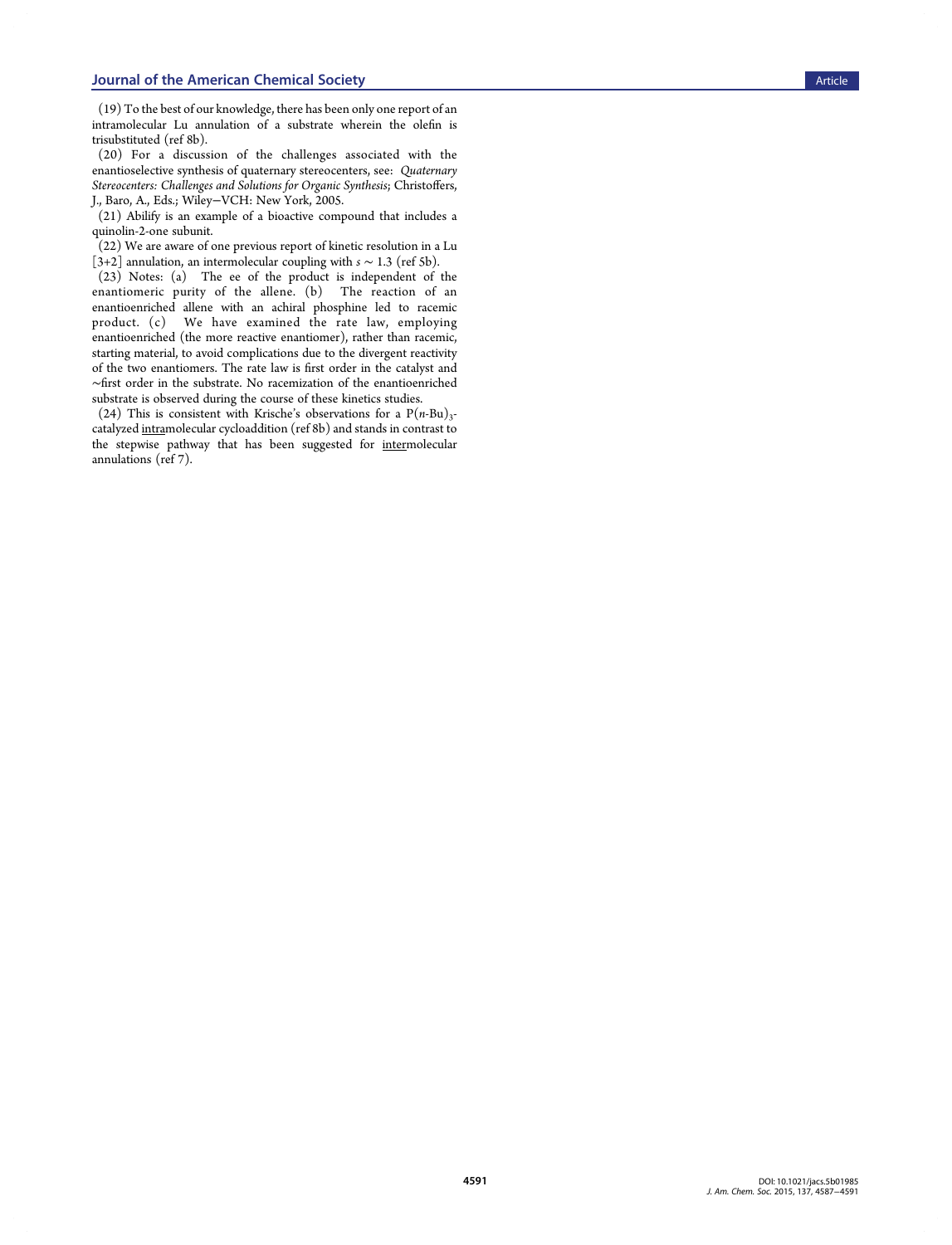(19) To the best of our knowledge, there has been only one report of an intramolecular Lu annulation of a substrate wherein the olefin is trisubstituted (ref 8b).

(20) For a discussion of the challenges associated with the enantioselective synthesis of quaternary stereocenters, see: *Quaternary Stereocenters: Challenges and Solutions for Organic Synthesis*; Christoffers, J., Baro, A., Eds.; Wiley−VCH: New York, 2005.

(21) Abilify is an example of a bioactive compound that includes a quinolin-2-one subunit.

(22) We are aware of one previous report of kinetic resolution in a Lu [3+2] annulation, an intermolecular coupling with $s \sim 1.3$ (ref 5b).

(23) Notes: (a) The ee of the product is independent of the enantiomeric purity of the allene. (b) The reaction of an enantioenriched allene with an achiral phosphine led to racemic product. (c) We have examined the rate law, employing enantioenriched (the more reactive enantiomer), rather than racemic, starting material, to avoid complications due to the divergent reactivity of the two enantiomers. The rate law is first order in the catalyst and ~first order in the substrate. No racemization of the enantioenriched substrate is observed during the course of these kinetics studies.

(24) This is consistent with Krische's observations for a $P(n\text{-Bu})_3$-catalyzed intramolecular cycloaddition (ref 8b) and stands in contrast to the stepwise pathway that has been suggested for intermolecular annulations (ref 7).